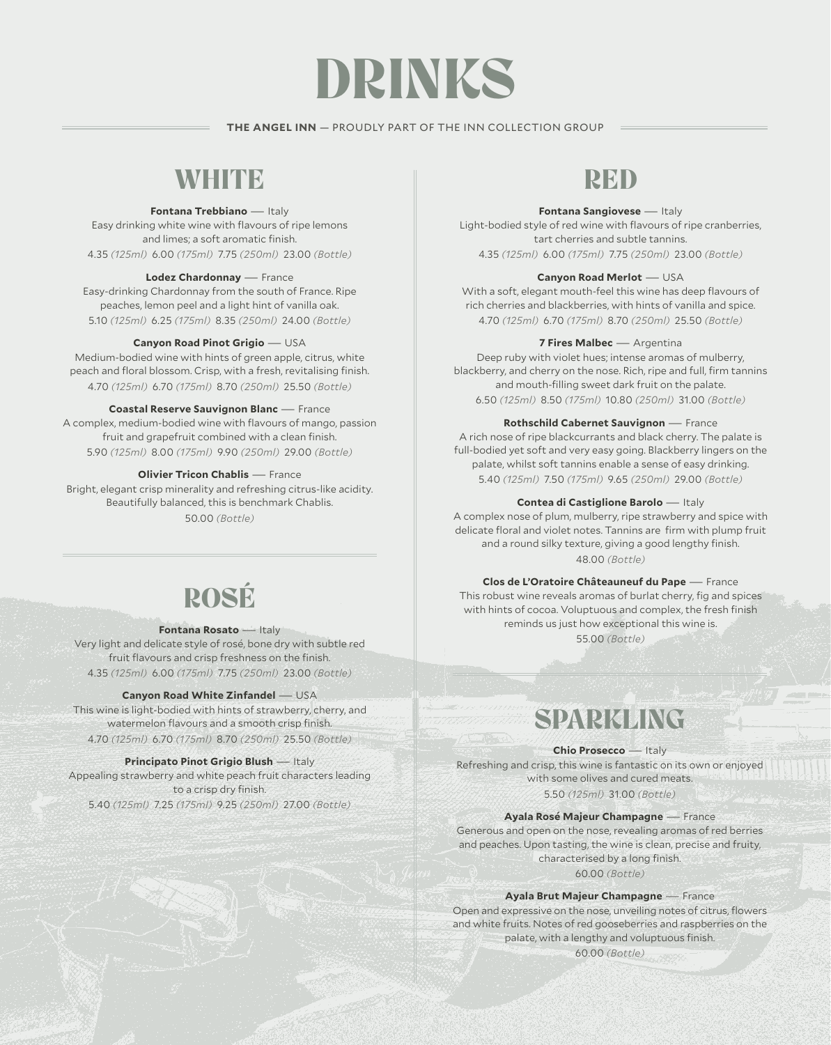# DRINKS

**THE ANGEL INN** — PROUDLY PART OF THE INN COLLECTION GROUP

## WHITE

**Fontana Trebbiano** — Italy
Easy drinking white wine with flavours of ripe lemons and limes; a soft aromatic finish.
4.35 *(125ml)* 6.00 *(175ml)* 7.75 *(250ml)* 23.00 *(Bottle)*

**Lodez Chardonnay** — France
Easy-drinking Chardonnay from the south of France. Ripe peaches, lemon peel and a light hint of vanilla oak.
5.10 *(125ml)* 6.25 *(175ml)* 8.35 *(250ml)* 24.00 *(Bottle)*

**Canyon Road Pinot Grigio** — USA
Medium-bodied wine with hints of green apple, citrus, white peach and floral blossom. Crisp, with a fresh, revitalising finish.
4.70 *(125ml)* 6.70 *(175ml)* 8.70 *(250ml)* 25.50 *(Bottle)*

**Coastal Reserve Sauvignon Blanc** — France
A complex, medium-bodied wine with flavours of mango, passion fruit and grapefruit combined with a clean finish.
5.90 *(125ml)* 8.00 *(175ml)* 9.90 *(250ml)* 29.00 *(Bottle)*

**Olivier Tricon Chablis** — France
Bright, elegant crisp minerality and refreshing citrus-like acidity. Beautifully balanced, this is benchmark Chablis.
50.00 *(Bottle)*

## ROSÉ

**Fontana Rosato** — Italy
Very light and delicate style of rosé, bone dry with subtle red fruit flavours and crisp freshness on the finish.
4.35 *(125ml)* 6.00 *(175ml)* 7.75 *(250ml)* 23.00 *(Bottle)*

**Canyon Road White Zinfandel** — USA
This wine is light-bodied with hints of strawberry, cherry, and watermelon flavours and a smooth crisp finish.
4.70 *(125ml)* 6.70 *(175ml)* 8.70 *(250ml)* 25.50 *(Bottle)*

**Principato Pinot Grigio Blush** — Italy
Appealing strawberry and white peach fruit characters leading to a crisp dry finish.
5.40 *(125ml)* 7.25 *(175ml)* 9.25 *(250ml)* 27.00 *(Bottle)*

## RED

**Fontana Sangiovese** — Italy
Light-bodied style of red wine with flavours of ripe cranberries, tart cherries and subtle tannins.
4.35 *(125ml)* 6.00 *(175ml)* 7.75 *(250ml)* 23.00 *(Bottle)*

**Canyon Road Merlot** — USA
With a soft, elegant mouth-feel this wine has deep flavours of rich cherries and blackberries, with hints of vanilla and spice.
4.70 *(125ml)* 6.70 *(175ml)* 8.70 *(250ml)* 25.50 *(Bottle)*

**7 Fires Malbec** — Argentina
Deep ruby with violet hues; intense aromas of mulberry, blackberry, and cherry on the nose. Rich, ripe and full, firm tannins and mouth-filling sweet dark fruit on the palate.
6.50 *(125ml)* 8.50 *(175ml)* 10.80 *(250ml)* 31.00 *(Bottle)*

**Rothschild Cabernet Sauvignon** — France
A rich nose of ripe blackcurrants and black cherry. The palate is full-bodied yet soft and very easy going. Blackberry lingers on the palate, whilst soft tannins enable a sense of easy drinking.
5.40 *(125ml)* 7.50 *(175ml)* 9.65 *(250ml)* 29.00 *(Bottle)*

**Contea di Castiglione Barolo** — Italy
A complex nose of plum, mulberry, ripe strawberry and spice with delicate floral and violet notes. Tannins are firm with plump fruit and a round silky texture, giving a good lengthy finish.
48.00 *(Bottle)*

**Clos de L'Oratoire Châteauneuf du Pape** — France
This robust wine reveals aromas of burlat cherry, fig and spices with hints of cocoa. Voluptuous and complex, the fresh finish reminds us just how exceptional this wine is.
55.00 *(Bottle)*

## SPARKLING

**Chio Prosecco** — Italy
Refreshing and crisp, this wine is fantastic on its own or enjoyed with some olives and cured meats.
5.50 *(125ml)* 31.00 *(Bottle)*

**Ayala Rosé Majeur Champagne** — France
Generous and open on the nose, revealing aromas of red berries and peaches. Upon tasting, the wine is clean, precise and fruity, characterised by a long finish.
60.00 *(Bottle)*

**Ayala Brut Majeur Champagne** — France
Open and expressive on the nose, unveiling notes of citrus, flowers and white fruits. Notes of red gooseberries and raspberries on the palate, with a lengthy and voluptuous finish.
60.00 *(Bottle)*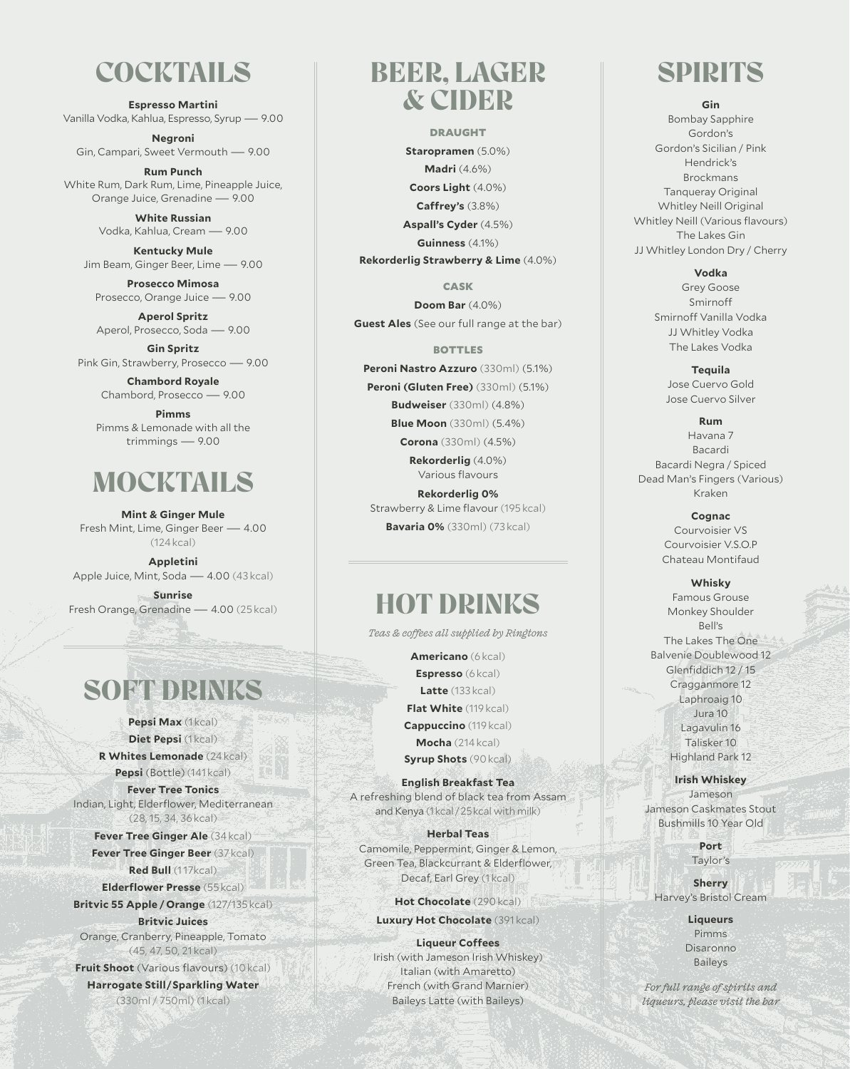# COCKTAILS

**Espresso Martini**
Vanilla Vodka, Kahlua, Espresso, Syrup — 9.00

**Negroni**
Gin, Campari, Sweet Vermouth — 9.00

**Rum Punch**
White Rum, Dark Rum, Lime, Pineapple Juice, Orange Juice, Grenadine — 9.00

**White Russian**
Vodka, Kahlua, Cream — 9.00

**Kentucky Mule**
Jim Beam, Ginger Beer, Lime — 9.00

**Prosecco Mimosa**
Prosecco, Orange Juice — 9.00

**Aperol Spritz**
Aperol, Prosecco, Soda — 9.00

**Gin Spritz**
Pink Gin, Strawberry, Prosecco — 9.00

**Chambord Royale**
Chambord, Prosecco — 9.00

**Pimms**
Pimms & Lemonade with all the trimmings — 9.00

# MOCKTAILS

**Mint & Ginger Mule**
Fresh Mint, Lime, Ginger Beer — 4.00 (124 kcal)

**Appletini**
Apple Juice, Mint, Soda — 4.00 (43 kcal)

**Sunrise**
Fresh Orange, Grenadine — 4.00 (25 kcal)

# SOFT DRINKS

**Pepsi Max** (1 kcal)
**Diet Pepsi** (1 kcal)
**R Whites Lemonade** (24 kcal)
**Pepsi** (Bottle) (141 kcal)
**Fever Tree Tonics**
Indian, Light, Elderflower, Mediterranean (28, 15, 34, 36 kcal)
**Fever Tree Ginger Ale** (34 kcal)
**Fever Tree Ginger Beer** (37 kcal)
**Red Bull** (117kcal)
**Elderflower Presse** (55 kcal)
**Britvic 55 Apple / Orange** (127/135 kcal)
**Britvic Juices**
Orange, Cranberry, Pineapple, Tomato (45, 47, 50, 21 kcal)
**Fruit Shoot** (Various flavours) (10 kcal)
**Harrogate Still/Sparkling Water**
(330ml / 750ml) (1 kcal)

# BEER, LAGER & CIDER

## DRAUGHT

**Staropramen** (5.0%)
**Madri** (4.6%)
**Coors Light** (4.0%)
**Caffrey's** (3.8%)
**Aspall's Cyder** (4.5%)
**Guinness** (4.1%)
**Rekorderlig Strawberry & Lime** (4.0%)

## CASK

**Doom Bar** (4.0%)
**Guest Ales** (See our full range at the bar)

## BOTTLES

**Peroni Nastro Azzuro** (330ml) (5.1%)
**Peroni (Gluten Free)** (330ml) (5.1%)
**Budweiser** (330ml) (4.8%)
**Blue Moon** (330ml) (5.4%)
**Corona** (330ml) (4.5%)
**Rekorderlig** (4.0%)
Various flavours
**Rekorderlig 0%**
Strawberry & Lime flavour (195 kcal)
**Bavaria 0%** (330ml) (73 kcal)

# HOT DRINKS

*Teas & coffees all supplied by Ringtons*

**Americano** (6 kcal)
**Espresso** (6 kcal)
**Latte** (133 kcal)
**Flat White** (119 kcal)
**Cappuccino** (119 kcal)
**Mocha** (214 kcal)
**Syrup Shots** (90 kcal)

**English Breakfast Tea**
A refreshing blend of black tea from Assam and Kenya (1 kcal / 25 kcal with milk)

**Herbal Teas**
Camomile, Peppermint, Ginger & Lemon, Green Tea, Blackcurrant & Elderflower, Decaf, Earl Grey (1 kcal)

**Hot Chocolate** (290 kcal)

**Luxury Hot Chocolate** (391 kcal)

**Liqueur Coffees**
Irish (with Jameson Irish Whiskey)
Italian (with Amaretto)
French (with Grand Marnier)
Baileys Latte (with Baileys)

# SPIRITS

**Gin**
Bombay Sapphire
Gordon's
Gordon's Sicilian / Pink
Hendrick's
Brockmans
Tanqueray Original
Whitley Neill Original
Whitley Neill (Various flavours)
The Lakes Gin
JJ Whitley London Dry / Cherry

**Vodka**
Grey Goose
Smirnoff
Smirnoff Vanilla Vodka
JJ Whitley Vodka
The Lakes Vodka

**Tequila**
Jose Cuervo Gold
Jose Cuervo Silver

**Rum**
Havana 7
Bacardi
Bacardi Negra / Spiced
Dead Man's Fingers (Various)
Kraken

**Cognac**
Courvoisier VS
Courvoisier V.S.O.P
Chateau Montifaud

**Whisky**
Famous Grouse
Monkey Shoulder
Bell's
The Lakes The One
Balvenie Doublewood 12
Glenfiddich 12 / 15
Cragganmore 12
Laphroaig 10
Jura 10
Lagavulin 16
Talisker 10
Highland Park 12

**Irish Whiskey**
Jameson
Jameson Caskmates Stout
Bushmills 10 Year Old

**Port**
Taylor's

**Sherry**
Harvey's Bristol Cream

**Liqueurs**
Pimms
Disaronno
Baileys

*For full range of spirits and liqueurs, please visit the bar*